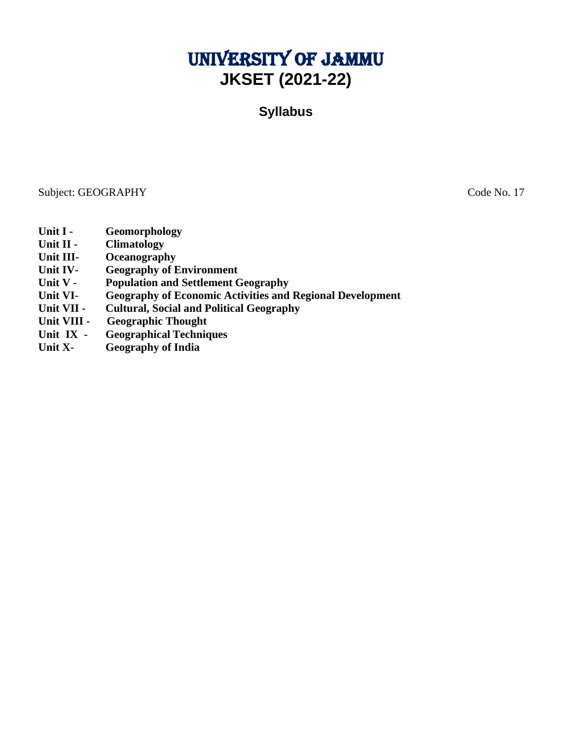# UNIVERSITY OF JAMMU

# JKSET (2021-22)

## Syllabus

Subject: GEOGRAPHY Code No. 17

**Unit I -** **Geomorphology**
**Unit II -** **Climatology**
**Unit III-** **Oceanography**
**Unit IV-** **Geography of Environment**
**Unit V -** **Population and Settlement Geography**
**Unit VI-** **Geography of Economic Activities and Regional Development**
**Unit VII -** **Cultural, Social and Political Geography**
**Unit VIII -** **Geographic Thought**
**Unit IX -** **Geographical Techniques**
**Unit X-** **Geography of India**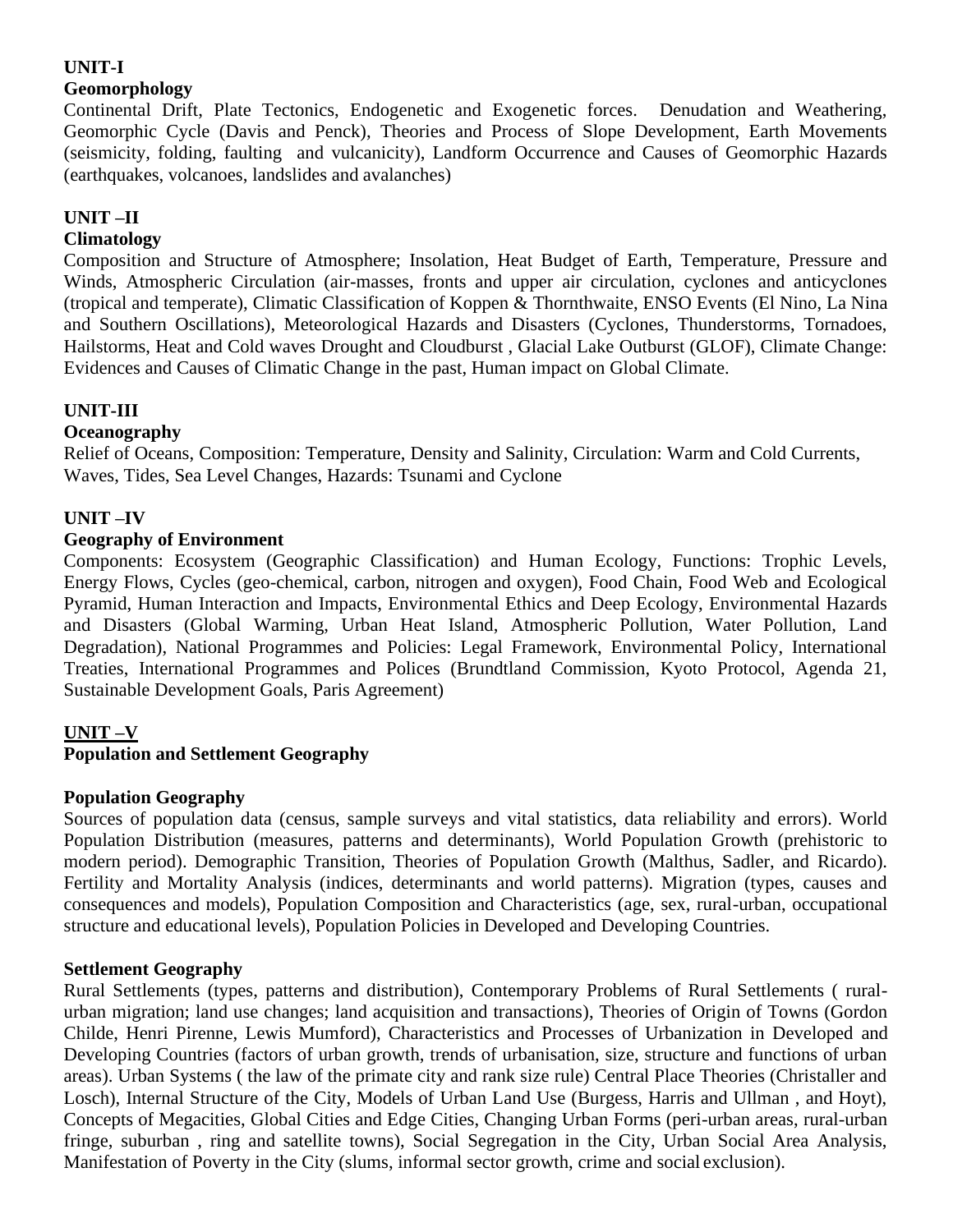## UNIT-I

### Geomorphology

Continental Drift, Plate Tectonics, Endogenetic and Exogenetic forces. Denudation and Weathering, Geomorphic Cycle (Davis and Penck), Theories and Process of Slope Development, Earth Movements (seismicity, folding, faulting and vulcanicity), Landform Occurrence and Causes of Geomorphic Hazards (earthquakes, volcanoes, landslides and avalanches)

## UNIT –II

### Climatology

Composition and Structure of Atmosphere; Insolation, Heat Budget of Earth, Temperature, Pressure and Winds, Atmospheric Circulation (air-masses, fronts and upper air circulation, cyclones and anticyclones (tropical and temperate), Climatic Classification of Koppen & Thornthwaite, ENSO Events (El Nino, La Nina and Southern Oscillations), Meteorological Hazards and Disasters (Cyclones, Thunderstorms, Tornadoes, Hailstorms, Heat and Cold waves Drought and Cloudburst , Glacial Lake Outburst (GLOF), Climate Change: Evidences and Causes of Climatic Change in the past, Human impact on Global Climate.

## UNIT-III

### Oceanography

Relief of Oceans, Composition: Temperature, Density and Salinity, Circulation: Warm and Cold Currents, Waves, Tides, Sea Level Changes, Hazards: Tsunami and Cyclone

## UNIT –IV

### Geography of Environment

Components: Ecosystem (Geographic Classification) and Human Ecology, Functions: Trophic Levels, Energy Flows, Cycles (geo-chemical, carbon, nitrogen and oxygen), Food Chain, Food Web and Ecological Pyramid, Human Interaction and Impacts, Environmental Ethics and Deep Ecology, Environmental Hazards and Disasters (Global Warming, Urban Heat Island, Atmospheric Pollution, Water Pollution, Land Degradation), National Programmes and Policies: Legal Framework, Environmental Policy, International Treaties, International Programmes and Polices (Brundtland Commission, Kyoto Protocol, Agenda 21, Sustainable Development Goals, Paris Agreement)

## UNIT –V

### Population and Settlement Geography

#### Population Geography

Sources of population data (census, sample surveys and vital statistics, data reliability and errors). World Population Distribution (measures, patterns and determinants), World Population Growth (prehistoric to modern period). Demographic Transition, Theories of Population Growth (Malthus, Sadler, and Ricardo). Fertility and Mortality Analysis (indices, determinants and world patterns). Migration (types, causes and consequences and models), Population Composition and Characteristics (age, sex, rural-urban, occupational structure and educational levels), Population Policies in Developed and Developing Countries.

#### Settlement Geography

Rural Settlements (types, patterns and distribution), Contemporary Problems of Rural Settlements ( rural-urban migration; land use changes; land acquisition and transactions), Theories of Origin of Towns (Gordon Childe, Henri Pirenne, Lewis Mumford), Characteristics and Processes of Urbanization in Developed and Developing Countries (factors of urban growth, trends of urbanisation, size, structure and functions of urban areas). Urban Systems ( the law of the primate city and rank size rule) Central Place Theories (Christaller and Losch), Internal Structure of the City, Models of Urban Land Use (Burgess, Harris and Ullman , and Hoyt), Concepts of Megacities, Global Cities and Edge Cities, Changing Urban Forms (peri-urban areas, rural-urban fringe, suburban , ring and satellite towns), Social Segregation in the City, Urban Social Area Analysis, Manifestation of Poverty in the City (slums, informal sector growth, crime and social exclusion).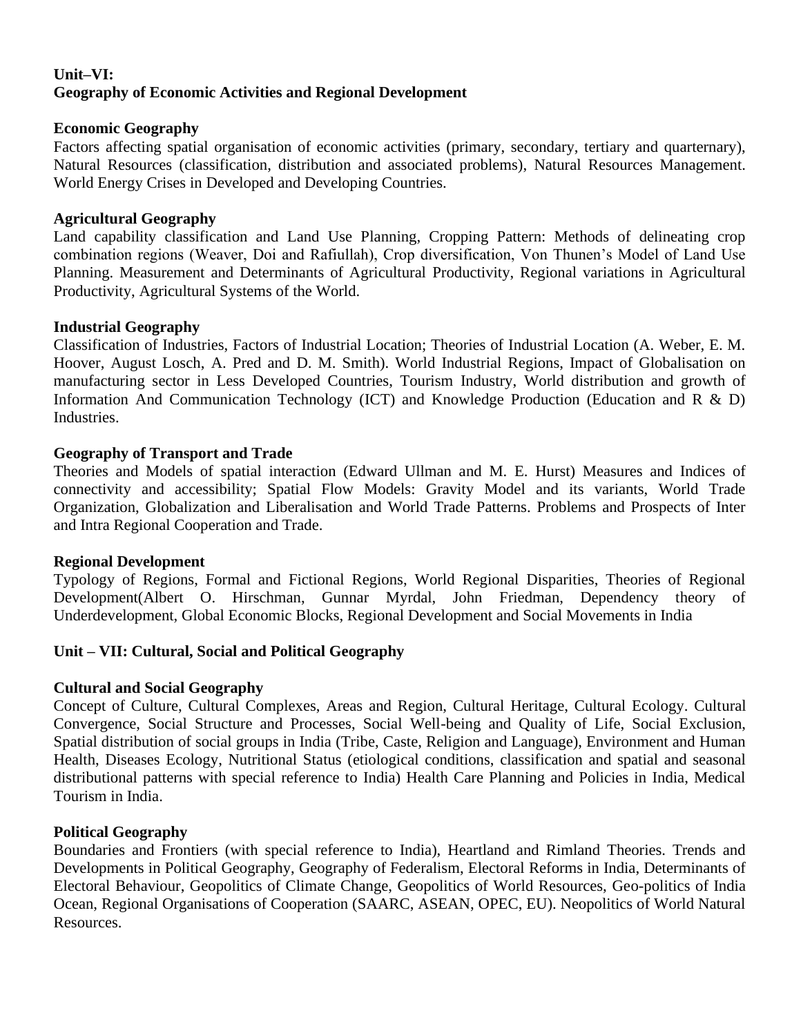**Unit–VI:**
**Geography of Economic Activities and Regional Development**

**Economic Geography**

Factors affecting spatial organisation of economic activities (primary, secondary, tertiary and quarternary), Natural Resources (classification, distribution and associated problems), Natural Resources Management. World Energy Crises in Developed and Developing Countries.

**Agricultural Geography**

Land capability classification and Land Use Planning, Cropping Pattern: Methods of delineating crop combination regions (Weaver, Doi and Rafiullah), Crop diversification, Von Thunen's Model of Land Use Planning. Measurement and Determinants of Agricultural Productivity, Regional variations in Agricultural Productivity, Agricultural Systems of the World.

**Industrial Geography**

Classification of Industries, Factors of Industrial Location; Theories of Industrial Location (A. Weber, E. M. Hoover, August Losch, A. Pred and D. M. Smith). World Industrial Regions, Impact of Globalisation on manufacturing sector in Less Developed Countries, Tourism Industry, World distribution and growth of Information And Communication Technology (ICT) and Knowledge Production (Education and R & D) Industries.

**Geography of Transport and Trade**

Theories and Models of spatial interaction (Edward Ullman and M. E. Hurst) Measures and Indices of connectivity and accessibility; Spatial Flow Models: Gravity Model and its variants, World Trade Organization, Globalization and Liberalisation and World Trade Patterns. Problems and Prospects of Inter and Intra Regional Cooperation and Trade.

**Regional Development**

Typology of Regions, Formal and Fictional Regions, World Regional Disparities, Theories of Regional Development(Albert O. Hirschman, Gunnar Myrdal, John Friedman, Dependency theory of Underdevelopment, Global Economic Blocks, Regional Development and Social Movements in India

**Unit – VII: Cultural, Social and Political Geography**

**Cultural and Social Geography**

Concept of Culture, Cultural Complexes, Areas and Region, Cultural Heritage, Cultural Ecology. Cultural Convergence, Social Structure and Processes, Social Well-being and Quality of Life, Social Exclusion, Spatial distribution of social groups in India (Tribe, Caste, Religion and Language), Environment and Human Health, Diseases Ecology, Nutritional Status (etiological conditions, classification and spatial and seasonal distributional patterns with special reference to India) Health Care Planning and Policies in India, Medical Tourism in India.

**Political Geography**

Boundaries and Frontiers (with special reference to India), Heartland and Rimland Theories. Trends and Developments in Political Geography, Geography of Federalism, Electoral Reforms in India, Determinants of Electoral Behaviour, Geopolitics of Climate Change, Geopolitics of World Resources, Geo-politics of India Ocean, Regional Organisations of Cooperation (SAARC, ASEAN, OPEC, EU). Neopolitics of World Natural Resources.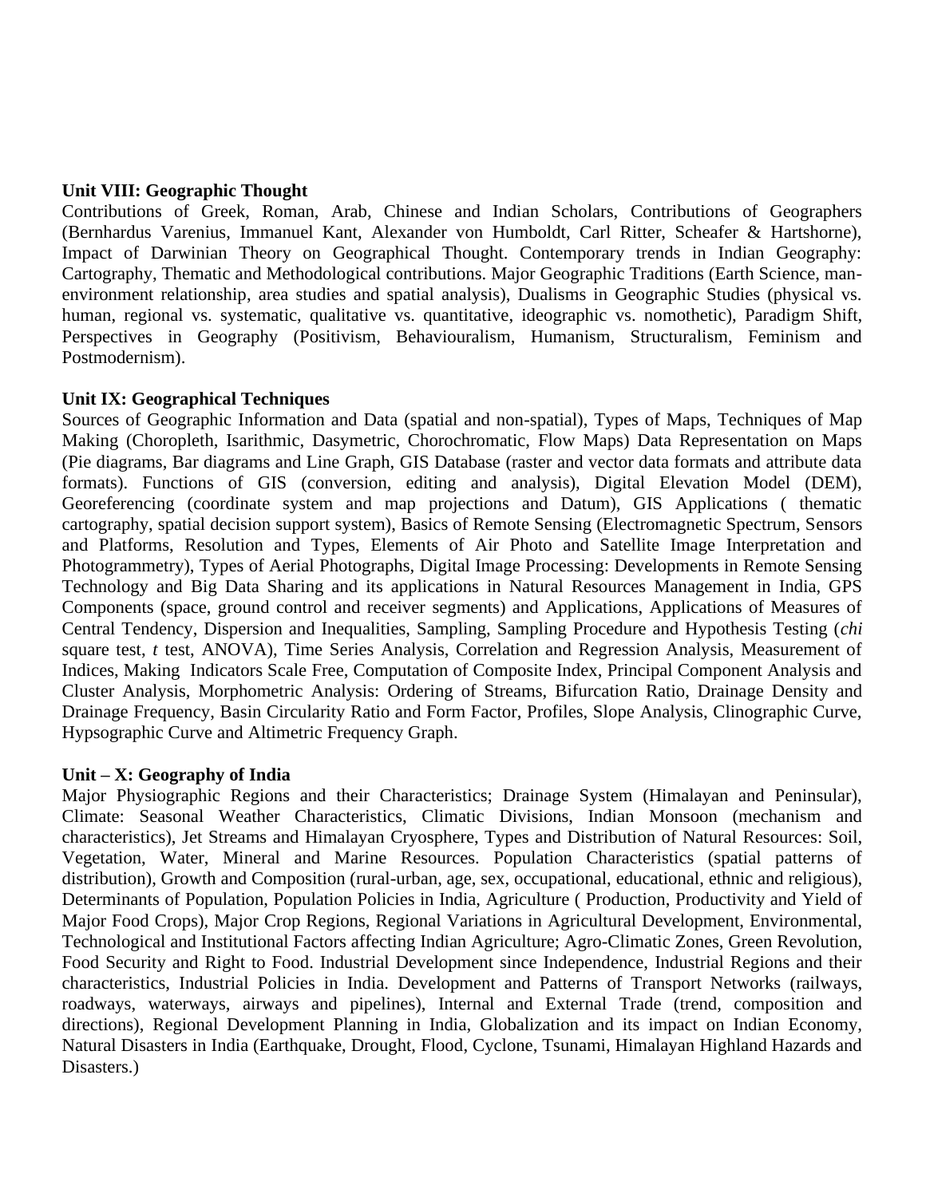**Unit VIII: Geographic Thought**

Contributions of Greek, Roman, Arab, Chinese and Indian Scholars, Contributions of Geographers (Bernhardus Varenius, Immanuel Kant, Alexander von Humboldt, Carl Ritter, Scheafer & Hartshorne), Impact of Darwinian Theory on Geographical Thought. Contemporary trends in Indian Geography: Cartography, Thematic and Methodological contributions. Major Geographic Traditions (Earth Science, man-environment relationship, area studies and spatial analysis), Dualisms in Geographic Studies (physical vs. human, regional vs. systematic, qualitative vs. quantitative, ideographic vs. nomothetic), Paradigm Shift, Perspectives in Geography (Positivism, Behaviouralism, Humanism, Structuralism, Feminism and Postmodernism).

**Unit IX: Geographical Techniques**

Sources of Geographic Information and Data (spatial and non-spatial), Types of Maps, Techniques of Map Making (Choropleth, Isarithmic, Dasymetric, Chorochromatic, Flow Maps) Data Representation on Maps (Pie diagrams, Bar diagrams and Line Graph, GIS Database (raster and vector data formats and attribute data formats). Functions of GIS (conversion, editing and analysis), Digital Elevation Model (DEM), Georeferencing (coordinate system and map projections and Datum), GIS Applications ( thematic cartography, spatial decision support system), Basics of Remote Sensing (Electromagnetic Spectrum, Sensors and Platforms, Resolution and Types, Elements of Air Photo and Satellite Image Interpretation and Photogrammetry), Types of Aerial Photographs, Digital Image Processing: Developments in Remote Sensing Technology and Big Data Sharing and its applications in Natural Resources Management in India, GPS Components (space, ground control and receiver segments) and Applications, Applications of Measures of Central Tendency, Dispersion and Inequalities, Sampling, Sampling Procedure and Hypothesis Testing (*chi* square test, *t* test, ANOVA), Time Series Analysis, Correlation and Regression Analysis, Measurement of Indices, Making Indicators Scale Free, Computation of Composite Index, Principal Component Analysis and Cluster Analysis, Morphometric Analysis: Ordering of Streams, Bifurcation Ratio, Drainage Density and Drainage Frequency, Basin Circularity Ratio and Form Factor, Profiles, Slope Analysis, Clinographic Curve, Hypsographic Curve and Altimetric Frequency Graph.

**Unit – X: Geography of India**

Major Physiographic Regions and their Characteristics; Drainage System (Himalayan and Peninsular), Climate: Seasonal Weather Characteristics, Climatic Divisions, Indian Monsoon (mechanism and characteristics), Jet Streams and Himalayan Cryosphere, Types and Distribution of Natural Resources: Soil, Vegetation, Water, Mineral and Marine Resources. Population Characteristics (spatial patterns of distribution), Growth and Composition (rural-urban, age, sex, occupational, educational, ethnic and religious), Determinants of Population, Population Policies in India, Agriculture ( Production, Productivity and Yield of Major Food Crops), Major Crop Regions, Regional Variations in Agricultural Development, Environmental, Technological and Institutional Factors affecting Indian Agriculture; Agro-Climatic Zones, Green Revolution, Food Security and Right to Food. Industrial Development since Independence, Industrial Regions and their characteristics, Industrial Policies in India. Development and Patterns of Transport Networks (railways, roadways, waterways, airways and pipelines), Internal and External Trade (trend, composition and directions), Regional Development Planning in India, Globalization and its impact on Indian Economy, Natural Disasters in India (Earthquake, Drought, Flood, Cyclone, Tsunami, Himalayan Highland Hazards and Disasters.)